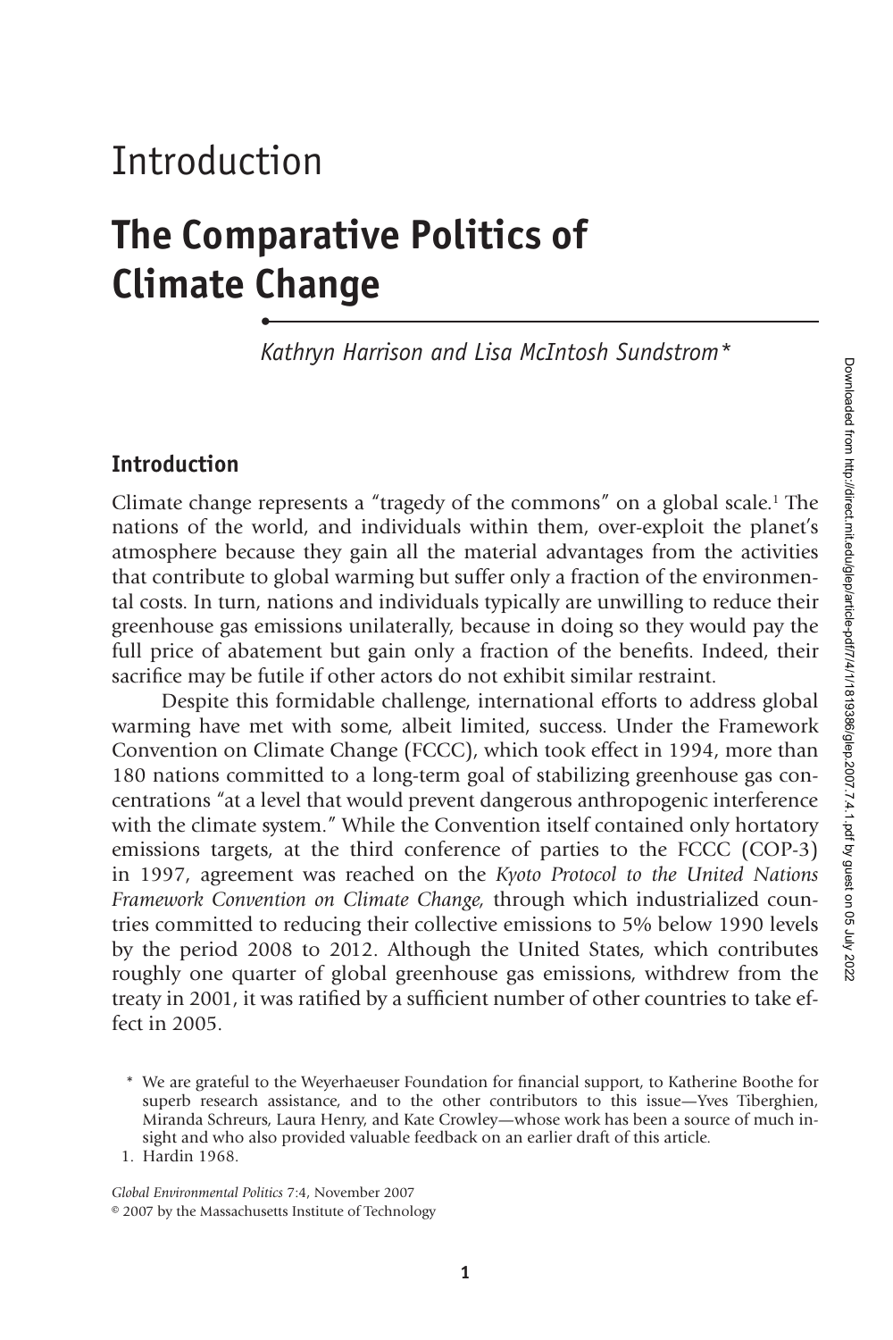# Introduction

# The Comparative Politics of Climate Change

*Kathryn Harrison and Lisa McIntosh Sundstrom**

## Introduction

Climate change represents a "tragedy of the commons" on a global scale.[1] The nations of the world, and individuals within them, over-exploit the planet's atmosphere because they gain all the material advantages from the activities that contribute to global warming but suffer only a fraction of the environmental costs. In turn, nations and individuals typically are unwilling to reduce their greenhouse gas emissions unilaterally, because in doing so they would pay the full price of abatement but gain only a fraction of the benefits. Indeed, their sacrifice may be futile if other actors do not exhibit similar restraint.

Despite this formidable challenge, international efforts to address global warming have met with some, albeit limited, success. Under the Framework Convention on Climate Change (FCCC), which took effect in 1994, more than 180 nations committed to a long-term goal of stabilizing greenhouse gas concentrations "at a level that would prevent dangerous anthropogenic interference with the climate system." While the Convention itself contained only hortatory emissions targets, at the third conference of parties to the FCCC (COP-3) in 1997, agreement was reached on the *Kyoto Protocol to the United Nations Framework Convention on Climate Change,* through which industrialized countries committed to reducing their collective emissions to 5% below 1990 levels by the period 2008 to 2012. Although the United States, which contributes roughly one quarter of global greenhouse gas emissions, withdrew from the treaty in 2001, it was ratified by a sufficient number of other countries to take effect in 2005.

\* We are grateful to the Weyerhaeuser Foundation for financial support, to Katherine Boothe for superb research assistance, and to the other contributors to this issue—Yves Tiberghien, Miranda Schreurs, Laura Henry, and Kate Crowley—whose work has been a source of much insight and who also provided valuable feedback on an earlier draft of this article.

1. Hardin 1968.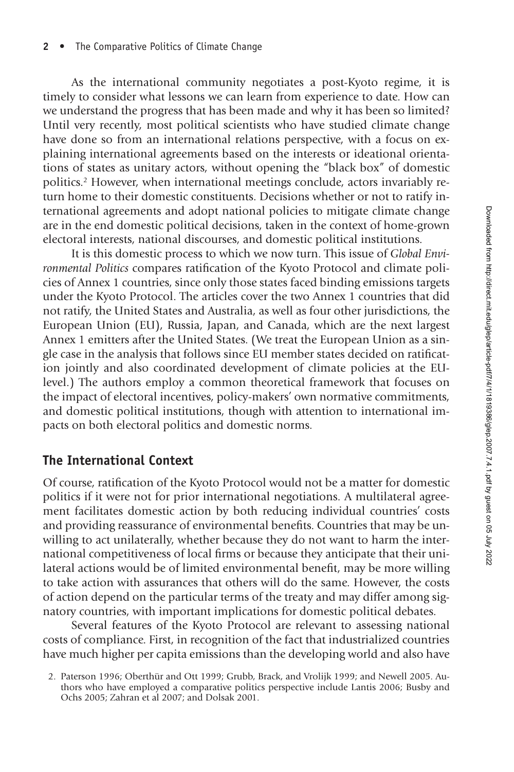As the international community negotiates a post-Kyoto regime, it is timely to consider what lessons we can learn from experience to date. How can we understand the progress that has been made and why it has been so limited? Until very recently, most political scientists who have studied climate change have done so from an international relations perspective, with a focus on explaining international agreements based on the interests or ideational orientations of states as unitary actors, without opening the "black box" of domestic politics.[2] However, when international meetings conclude, actors invariably return home to their domestic constituents. Decisions whether or not to ratify international agreements and adopt national policies to mitigate climate change are in the end domestic political decisions, taken in the context of home-grown electoral interests, national discourses, and domestic political institutions.

It is this domestic process to which we now turn. This issue of *Global Environmental Politics* compares ratification of the Kyoto Protocol and climate policies of Annex 1 countries, since only those states faced binding emissions targets under the Kyoto Protocol. The articles cover the two Annex 1 countries that did not ratify, the United States and Australia, as well as four other jurisdictions, the European Union (EU), Russia, Japan, and Canada, which are the next largest Annex 1 emitters after the United States. (We treat the European Union as a single case in the analysis that follows since EU member states decided on ratification jointly and also coordinated development of climate policies at the EU-level.) The authors employ a common theoretical framework that focuses on the impact of electoral incentives, policy-makers' own normative commitments, and domestic political institutions, though with attention to international impacts on both electoral politics and domestic norms.

## The International Context

Of course, ratification of the Kyoto Protocol would not be a matter for domestic politics if it were not for prior international negotiations. A multilateral agreement facilitates domestic action by both reducing individual countries' costs and providing reassurance of environmental benefits. Countries that may be unwilling to act unilaterally, whether because they do not want to harm the international competitiveness of local firms or because they anticipate that their unilateral actions would be of limited environmental benefit, may be more willing to take action with assurances that others will do the same. However, the costs of action depend on the particular terms of the treaty and may differ among signatory countries, with important implications for domestic political debates.

Several features of the Kyoto Protocol are relevant to assessing national costs of compliance. First, in recognition of the fact that industrialized countries have much higher per capita emissions than the developing world and also have

2. Paterson 1996; Oberthür and Ott 1999; Grubb, Brack, and Vrolijk 1999; and Newell 2005. Authors who have employed a comparative politics perspective include Lantis 2006; Busby and Ochs 2005; Zahran et al 2007; and Dolsak 2001.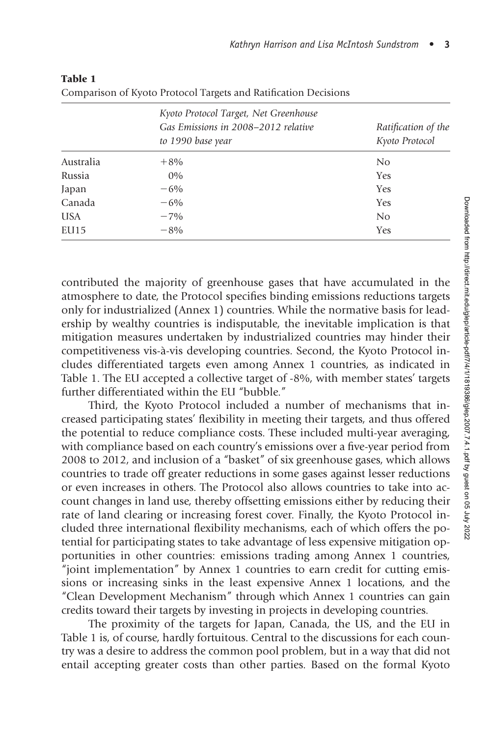**Table 1**
Comparison of Kyoto Protocol Targets and Ratification Decisions

| | *Kyoto Protocol Target, Net Greenhouse Gas Emissions in 2008–2012 relative to 1990 base year* | *Ratification of the Kyoto Protocol* |
|---|---|---|
| Australia | +8% | No |
| Russia | 0% | Yes |
| Japan | −6% | Yes |
| Canada | −6% | Yes |
| USA | −7% | No |
| EU15 | −8% | Yes |

contributed the majority of greenhouse gases that have accumulated in the atmosphere to date, the Protocol specifies binding emissions reductions targets only for industrialized (Annex 1) countries. While the normative basis for leadership by wealthy countries is indisputable, the inevitable implication is that mitigation measures undertaken by industrialized countries may hinder their competitiveness vis-à-vis developing countries. Second, the Kyoto Protocol includes differentiated targets even among Annex 1 countries, as indicated in Table 1. The EU accepted a collective target of -8%, with member states' targets further differentiated within the EU "bubble."

Third, the Kyoto Protocol included a number of mechanisms that increased participating states' flexibility in meeting their targets, and thus offered the potential to reduce compliance costs. These included multi-year averaging, with compliance based on each country's emissions over a five-year period from 2008 to 2012, and inclusion of a "basket" of six greenhouse gases, which allows countries to trade off greater reductions in some gases against lesser reductions or even increases in others. The Protocol also allows countries to take into account changes in land use, thereby offsetting emissions either by reducing their rate of land clearing or increasing forest cover. Finally, the Kyoto Protocol included three international flexibility mechanisms, each of which offers the potential for participating states to take advantage of less expensive mitigation opportunities in other countries: emissions trading among Annex 1 countries, "joint implementation" by Annex 1 countries to earn credit for cutting emissions or increasing sinks in the least expensive Annex 1 locations, and the "Clean Development Mechanism" through which Annex 1 countries can gain credits toward their targets by investing in projects in developing countries.

The proximity of the targets for Japan, Canada, the US, and the EU in Table 1 is, of course, hardly fortuitous. Central to the discussions for each country was a desire to address the common pool problem, but in a way that did not entail accepting greater costs than other parties. Based on the formal Kyoto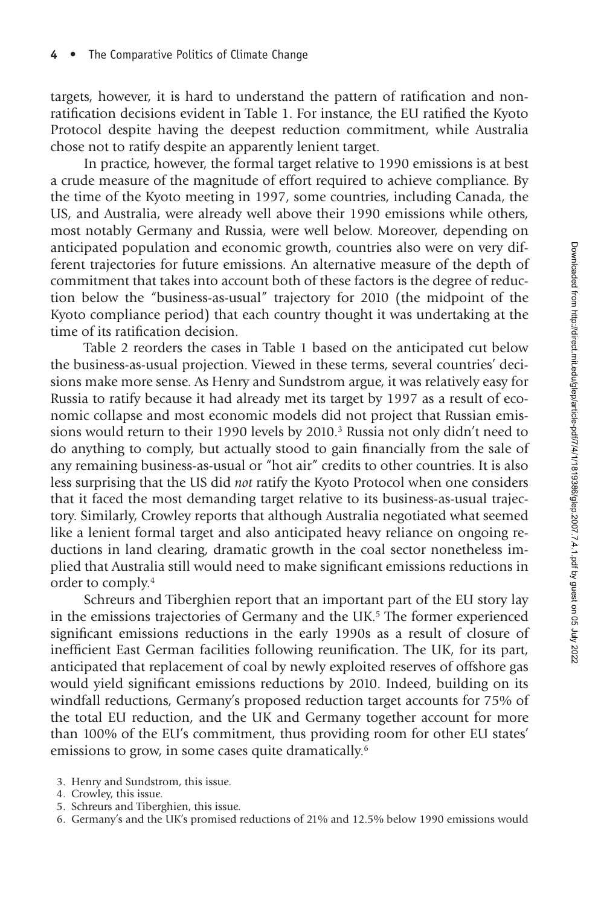targets, however, it is hard to understand the pattern of ratification and non-ratification decisions evident in Table 1. For instance, the EU ratified the Kyoto Protocol despite having the deepest reduction commitment, while Australia chose not to ratify despite an apparently lenient target.

In practice, however, the formal target relative to 1990 emissions is at best a crude measure of the magnitude of effort required to achieve compliance. By the time of the Kyoto meeting in 1997, some countries, including Canada, the US, and Australia, were already well above their 1990 emissions while others, most notably Germany and Russia, were well below. Moreover, depending on anticipated population and economic growth, countries also were on very different trajectories for future emissions. An alternative measure of the depth of commitment that takes into account both of these factors is the degree of reduction below the "business-as-usual" trajectory for 2010 (the midpoint of the Kyoto compliance period) that each country thought it was undertaking at the time of its ratification decision.

Table 2 reorders the cases in Table 1 based on the anticipated cut below the business-as-usual projection. Viewed in these terms, several countries' decisions make more sense. As Henry and Sundstrom argue, it was relatively easy for Russia to ratify because it had already met its target by 1997 as a result of economic collapse and most economic models did not project that Russian emissions would return to their 1990 levels by 2010.[3] Russia not only didn't need to do anything to comply, but actually stood to gain financially from the sale of any remaining business-as-usual or "hot air" credits to other countries. It is also less surprising that the US did *not* ratify the Kyoto Protocol when one considers that it faced the most demanding target relative to its business-as-usual trajectory. Similarly, Crowley reports that although Australia negotiated what seemed like a lenient formal target and also anticipated heavy reliance on ongoing reductions in land clearing, dramatic growth in the coal sector nonetheless implied that Australia still would need to make significant emissions reductions in order to comply.[4]

Schreurs and Tiberghien report that an important part of the EU story lay in the emissions trajectories of Germany and the UK.[5] The former experienced significant emissions reductions in the early 1990s as a result of closure of inefficient East German facilities following reunification. The UK, for its part, anticipated that replacement of coal by newly exploited reserves of offshore gas would yield significant emissions reductions by 2010. Indeed, building on its windfall reductions, Germany's proposed reduction target accounts for 75% of the total EU reduction, and the UK and Germany together account for more than 100% of the EU's commitment, thus providing room for other EU states' emissions to grow, in some cases quite dramatically.[6]

3. Henry and Sundstrom, this issue.
4. Crowley, this issue.
5. Schreurs and Tiberghien, this issue.
6. Germany's and the UK's promised reductions of 21% and 12.5% below 1990 emissions would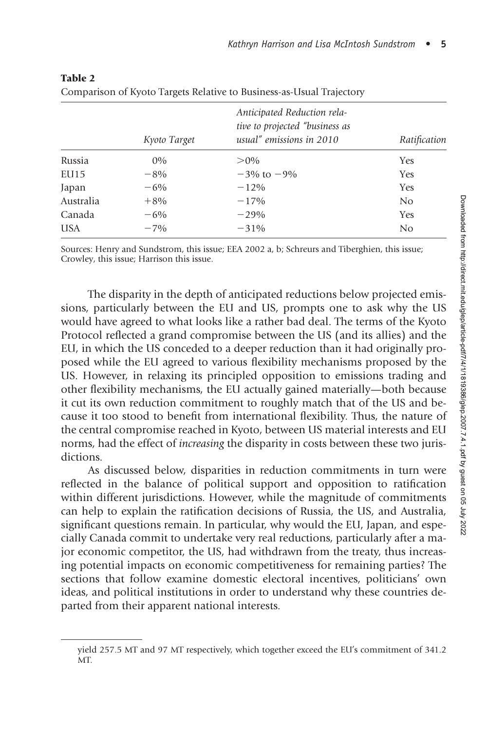**Table 2**
Comparison of Kyoto Targets Relative to Business-as-Usual Trajectory

| | *Kyoto Target* | *Anticipated Reduction relative to projected "business as usual" emissions in 2010* | *Ratification* |
|---|---|---|---|
| Russia | 0% | >0% | Yes |
| EU15 | −8% | −3% to −9% | Yes |
| Japan | −6% | −12% | Yes |
| Australia | +8% | −17% | No |
| Canada | −6% | −29% | Yes |
| USA | −7% | −31% | No |

Sources: Henry and Sundstrom, this issue; EEA 2002 a, b; Schreurs and Tiberghien, this issue; Crowley, this issue; Harrison this issue.

The disparity in the depth of anticipated reductions below projected emissions, particularly between the EU and US, prompts one to ask why the US would have agreed to what looks like a rather bad deal. The terms of the Kyoto Protocol reflected a grand compromise between the US (and its allies) and the EU, in which the US conceded to a deeper reduction than it had originally proposed while the EU agreed to various flexibility mechanisms proposed by the US. However, in relaxing its principled opposition to emissions trading and other flexibility mechanisms, the EU actually gained materially—both because it cut its own reduction commitment to roughly match that of the US and because it too stood to benefit from international flexibility. Thus, the nature of the central compromise reached in Kyoto, between US material interests and EU norms, had the effect of *increasing* the disparity in costs between these two jurisdictions.

As discussed below, disparities in reduction commitments in turn were reflected in the balance of political support and opposition to ratification within different jurisdictions. However, while the magnitude of commitments can help to explain the ratification decisions of Russia, the US, and Australia, significant questions remain. In particular, why would the EU, Japan, and especially Canada commit to undertake very real reductions, particularly after a major economic competitor, the US, had withdrawn from the treaty, thus increasing potential impacts on economic competitiveness for remaining parties? The sections that follow examine domestic electoral incentives, politicians' own ideas, and political institutions in order to understand why these countries departed from their apparent national interests.

yield 257.5 MT and 97 MT respectively, which together exceed the EU's commitment of 341.2 MT.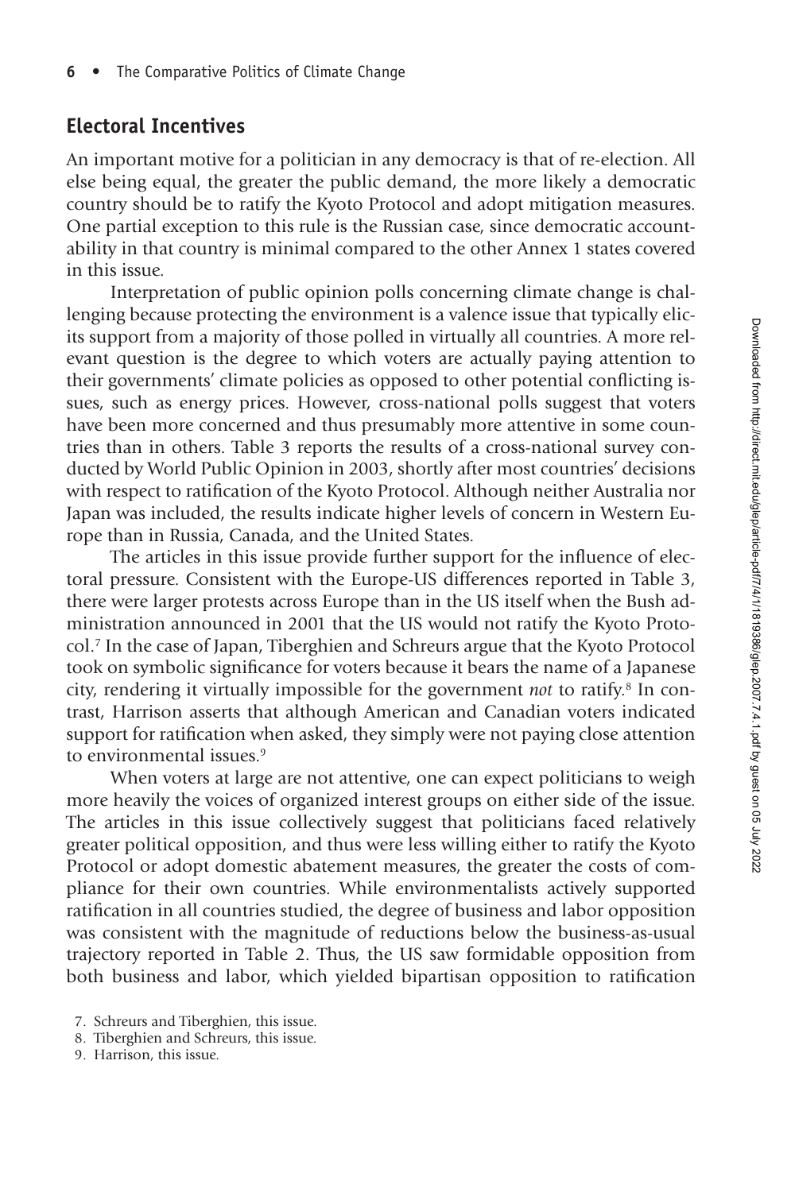## Electoral Incentives

An important motive for a politician in any democracy is that of re-election. All else being equal, the greater the public demand, the more likely a democratic country should be to ratify the Kyoto Protocol and adopt mitigation measures. One partial exception to this rule is the Russian case, since democratic accountability in that country is minimal compared to the other Annex 1 states covered in this issue.

Interpretation of public opinion polls concerning climate change is challenging because protecting the environment is a valence issue that typically elicits support from a majority of those polled in virtually all countries. A more relevant question is the degree to which voters are actually paying attention to their governments' climate policies as opposed to other potential conflicting issues, such as energy prices. However, cross-national polls suggest that voters have been more concerned and thus presumably more attentive in some countries than in others. Table 3 reports the results of a cross-national survey conducted by World Public Opinion in 2003, shortly after most countries' decisions with respect to ratification of the Kyoto Protocol. Although neither Australia nor Japan was included, the results indicate higher levels of concern in Western Europe than in Russia, Canada, and the United States.

The articles in this issue provide further support for the influence of electoral pressure. Consistent with the Europe-US differences reported in Table 3, there were larger protests across Europe than in the US itself when the Bush administration announced in 2001 that the US would not ratify the Kyoto Protocol.[7] In the case of Japan, Tiberghien and Schreurs argue that the Kyoto Protocol took on symbolic significance for voters because it bears the name of a Japanese city, rendering it virtually impossible for the government *not* to ratify.[8] In contrast, Harrison asserts that although American and Canadian voters indicated support for ratification when asked, they simply were not paying close attention to environmental issues.[9]

When voters at large are not attentive, one can expect politicians to weigh more heavily the voices of organized interest groups on either side of the issue. The articles in this issue collectively suggest that politicians faced relatively greater political opposition, and thus were less willing either to ratify the Kyoto Protocol or adopt domestic abatement measures, the greater the costs of compliance for their own countries. While environmentalists actively supported ratification in all countries studied, the degree of business and labor opposition was consistent with the magnitude of reductions below the business-as-usual trajectory reported in Table 2. Thus, the US saw formidable opposition from both business and labor, which yielded bipartisan opposition to ratification

7. Schreurs and Tiberghien, this issue.
8. Tiberghien and Schreurs, this issue.
9. Harrison, this issue.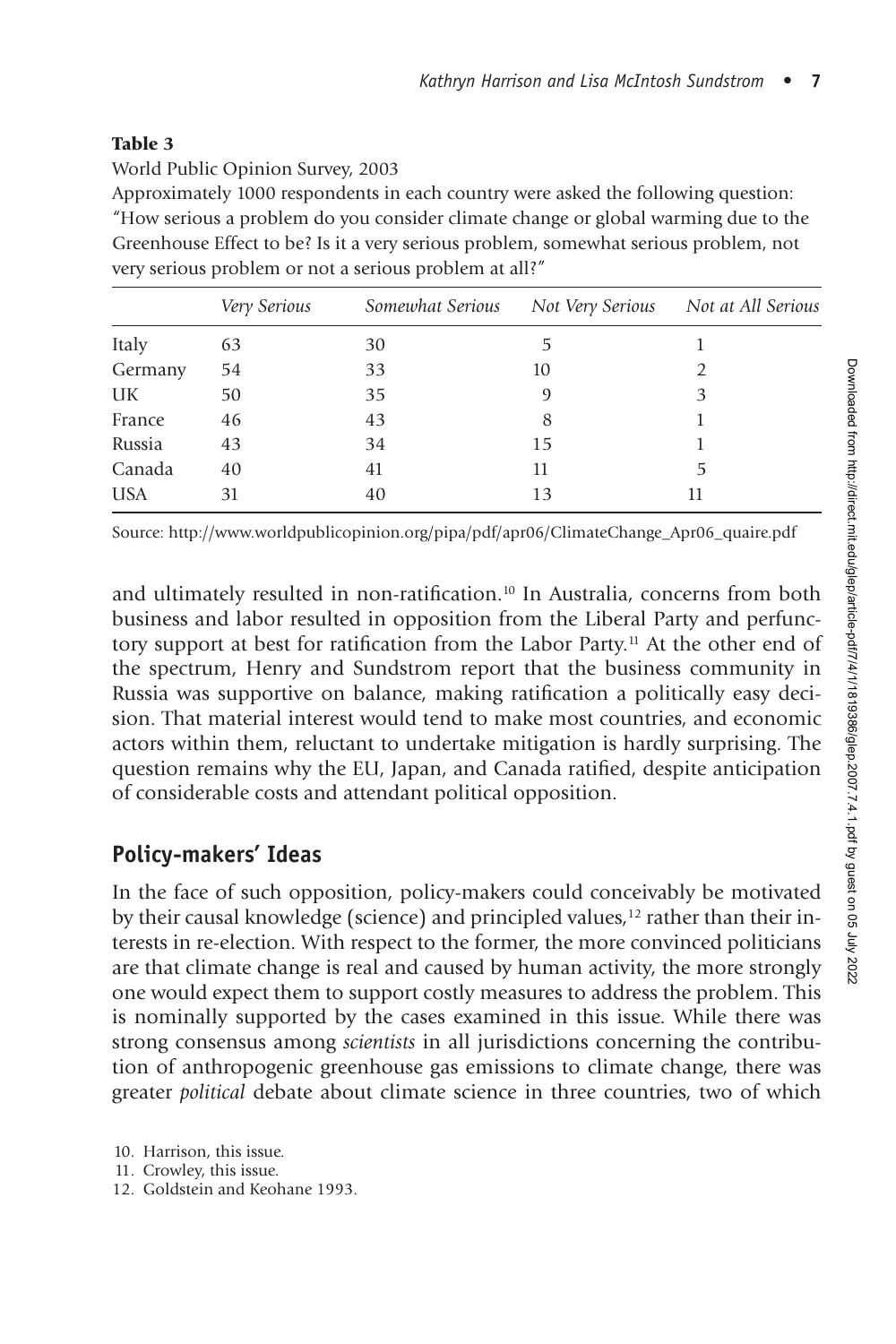**Table 3**

World Public Opinion Survey, 2003

Approximately 1000 respondents in each country were asked the following question: "How serious a problem do you consider climate change or global warming due to the Greenhouse Effect to be? Is it a very serious problem, somewhat serious problem, not very serious problem or not a serious problem at all?"

| | *Very Serious* | *Somewhat Serious* | *Not Very Serious* | *Not at All Serious* |
|---|---|---|---|---|
| Italy | 63 | 30 | 5 | 1 |
| Germany | 54 | 33 | 10 | 2 |
| UK | 50 | 35 | 9 | 3 |
| France | 46 | 43 | 8 | 1 |
| Russia | 43 | 34 | 15 | 1 |
| Canada | 40 | 41 | 11 | 5 |
| USA | 31 | 40 | 13 | 11 |

Source: http://www.worldpublicopinion.org/pipa/pdf/apr06/ClimateChange_Apr06_quaire.pdf

and ultimately resulted in non-ratification.[10] In Australia, concerns from both business and labor resulted in opposition from the Liberal Party and perfunctory support at best for ratification from the Labor Party.[11] At the other end of the spectrum, Henry and Sundstrom report that the business community in Russia was supportive on balance, making ratification a politically easy decision. That material interest would tend to make most countries, and economic actors within them, reluctant to undertake mitigation is hardly surprising. The question remains why the EU, Japan, and Canada ratified, despite anticipation of considerable costs and attendant political opposition.

## Policy-makers' Ideas

In the face of such opposition, policy-makers could conceivably be motivated by their causal knowledge (science) and principled values,[12] rather than their interests in re-election. With respect to the former, the more convinced politicians are that climate change is real and caused by human activity, the more strongly one would expect them to support costly measures to address the problem. This is nominally supported by the cases examined in this issue. While there was strong consensus among *scientists* in all jurisdictions concerning the contribution of anthropogenic greenhouse gas emissions to climate change, there was greater *political* debate about climate science in three countries, two of which

10. Harrison, this issue.
11. Crowley, this issue.
12. Goldstein and Keohane 1993.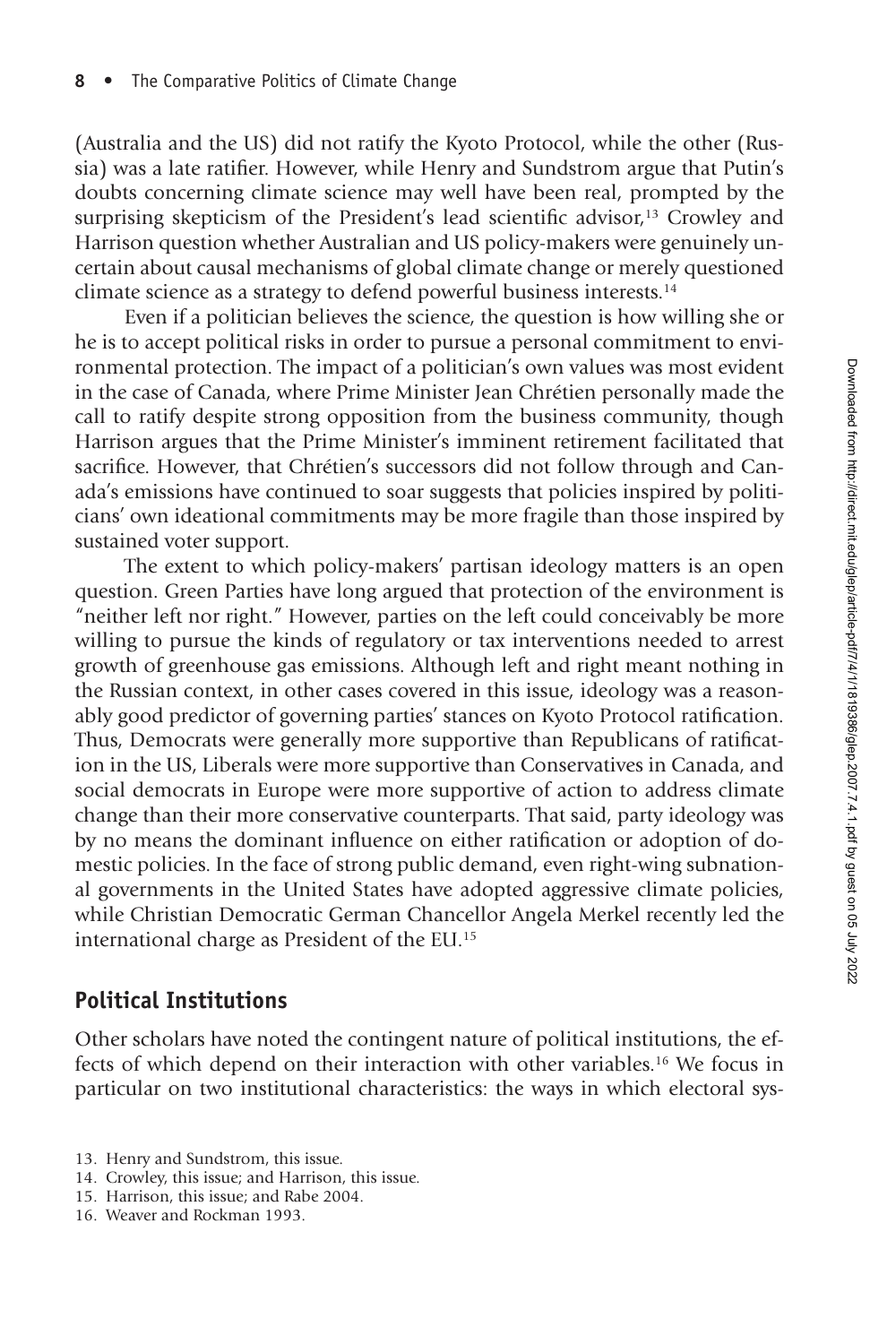(Australia and the US) did not ratify the Kyoto Protocol, while the other (Russia) was a late ratifier. However, while Henry and Sundstrom argue that Putin's doubts concerning climate science may well have been real, prompted by the surprising skepticism of the President's lead scientific advisor,[13] Crowley and Harrison question whether Australian and US policy-makers were genuinely uncertain about causal mechanisms of global climate change or merely questioned climate science as a strategy to defend powerful business interests.[14]

Even if a politician believes the science, the question is how willing she or he is to accept political risks in order to pursue a personal commitment to environmental protection. The impact of a politician's own values was most evident in the case of Canada, where Prime Minister Jean Chrétien personally made the call to ratify despite strong opposition from the business community, though Harrison argues that the Prime Minister's imminent retirement facilitated that sacrifice. However, that Chrétien's successors did not follow through and Canada's emissions have continued to soar suggests that policies inspired by politicians' own ideational commitments may be more fragile than those inspired by sustained voter support.

The extent to which policy-makers' partisan ideology matters is an open question. Green Parties have long argued that protection of the environment is "neither left nor right." However, parties on the left could conceivably be more willing to pursue the kinds of regulatory or tax interventions needed to arrest growth of greenhouse gas emissions. Although left and right meant nothing in the Russian context, in other cases covered in this issue, ideology was a reasonably good predictor of governing parties' stances on Kyoto Protocol ratification. Thus, Democrats were generally more supportive than Republicans of ratification in the US, Liberals were more supportive than Conservatives in Canada, and social democrats in Europe were more supportive of action to address climate change than their more conservative counterparts. That said, party ideology was by no means the dominant influence on either ratification or adoption of domestic policies. In the face of strong public demand, even right-wing subnational governments in the United States have adopted aggressive climate policies, while Christian Democratic German Chancellor Angela Merkel recently led the international charge as President of the EU.[15]

## Political Institutions

Other scholars have noted the contingent nature of political institutions, the effects of which depend on their interaction with other variables.[16] We focus in particular on two institutional characteristics: the ways in which electoral sys-

13. Henry and Sundstrom, this issue.
14. Crowley, this issue; and Harrison, this issue.
15. Harrison, this issue; and Rabe 2004.
16. Weaver and Rockman 1993.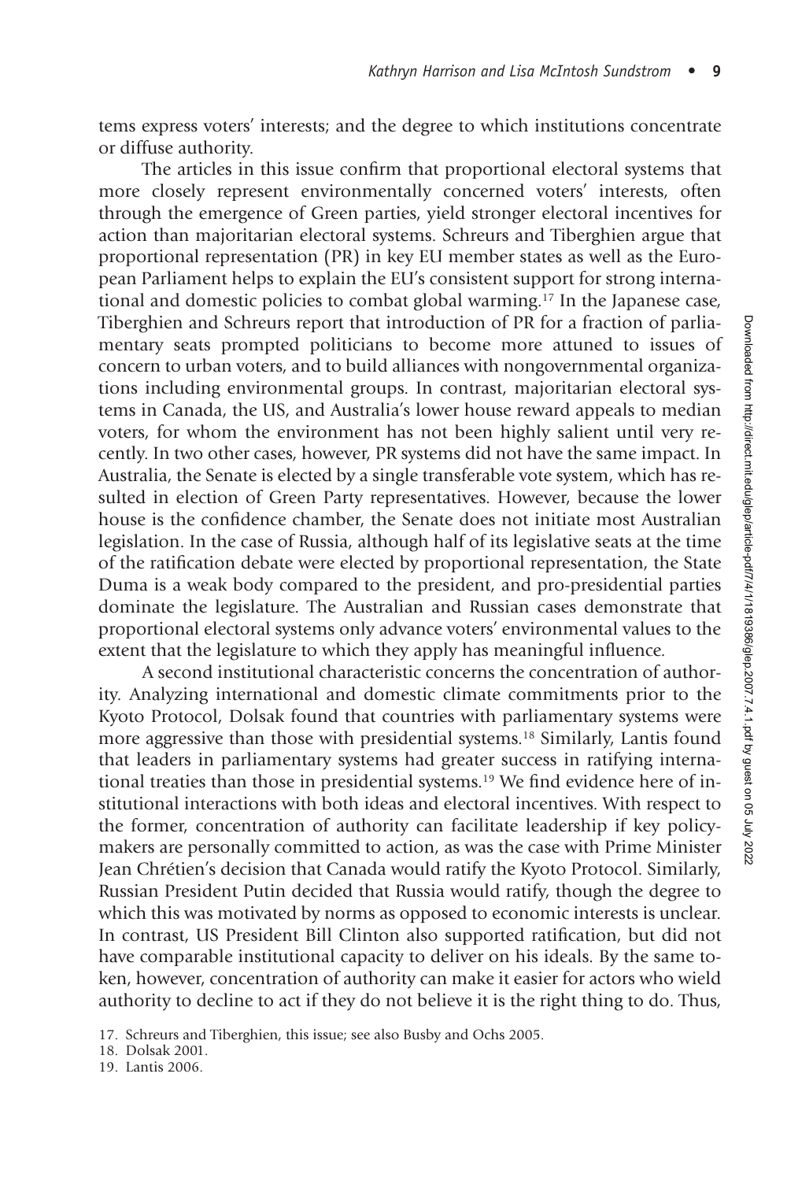tems express voters' interests; and the degree to which institutions concentrate or diffuse authority.

The articles in this issue confirm that proportional electoral systems that more closely represent environmentally concerned voters' interests, often through the emergence of Green parties, yield stronger electoral incentives for action than majoritarian electoral systems. Schreurs and Tiberghien argue that proportional representation (PR) in key EU member states as well as the European Parliament helps to explain the EU's consistent support for strong international and domestic policies to combat global warming.[17] In the Japanese case, Tiberghien and Schreurs report that introduction of PR for a fraction of parliamentary seats prompted politicians to become more attuned to issues of concern to urban voters, and to build alliances with nongovernmental organizations including environmental groups. In contrast, majoritarian electoral systems in Canada, the US, and Australia's lower house reward appeals to median voters, for whom the environment has not been highly salient until very recently. In two other cases, however, PR systems did not have the same impact. In Australia, the Senate is elected by a single transferable vote system, which has resulted in election of Green Party representatives. However, because the lower house is the confidence chamber, the Senate does not initiate most Australian legislation. In the case of Russia, although half of its legislative seats at the time of the ratification debate were elected by proportional representation, the State Duma is a weak body compared to the president, and pro-presidential parties dominate the legislature. The Australian and Russian cases demonstrate that proportional electoral systems only advance voters' environmental values to the extent that the legislature to which they apply has meaningful influence.

A second institutional characteristic concerns the concentration of authority. Analyzing international and domestic climate commitments prior to the Kyoto Protocol, Dolsak found that countries with parliamentary systems were more aggressive than those with presidential systems.[18] Similarly, Lantis found that leaders in parliamentary systems had greater success in ratifying international treaties than those in presidential systems.[19] We find evidence here of institutional interactions with both ideas and electoral incentives. With respect to the former, concentration of authority can facilitate leadership if key policymakers are personally committed to action, as was the case with Prime Minister Jean Chrétien's decision that Canada would ratify the Kyoto Protocol. Similarly, Russian President Putin decided that Russia would ratify, though the degree to which this was motivated by norms as opposed to economic interests is unclear. In contrast, US President Bill Clinton also supported ratification, but did not have comparable institutional capacity to deliver on his ideals. By the same token, however, concentration of authority can make it easier for actors who wield authority to decline to act if they do not believe it is the right thing to do. Thus,

17. Schreurs and Tiberghien, this issue; see also Busby and Ochs 2005.
18. Dolsak 2001.
19. Lantis 2006.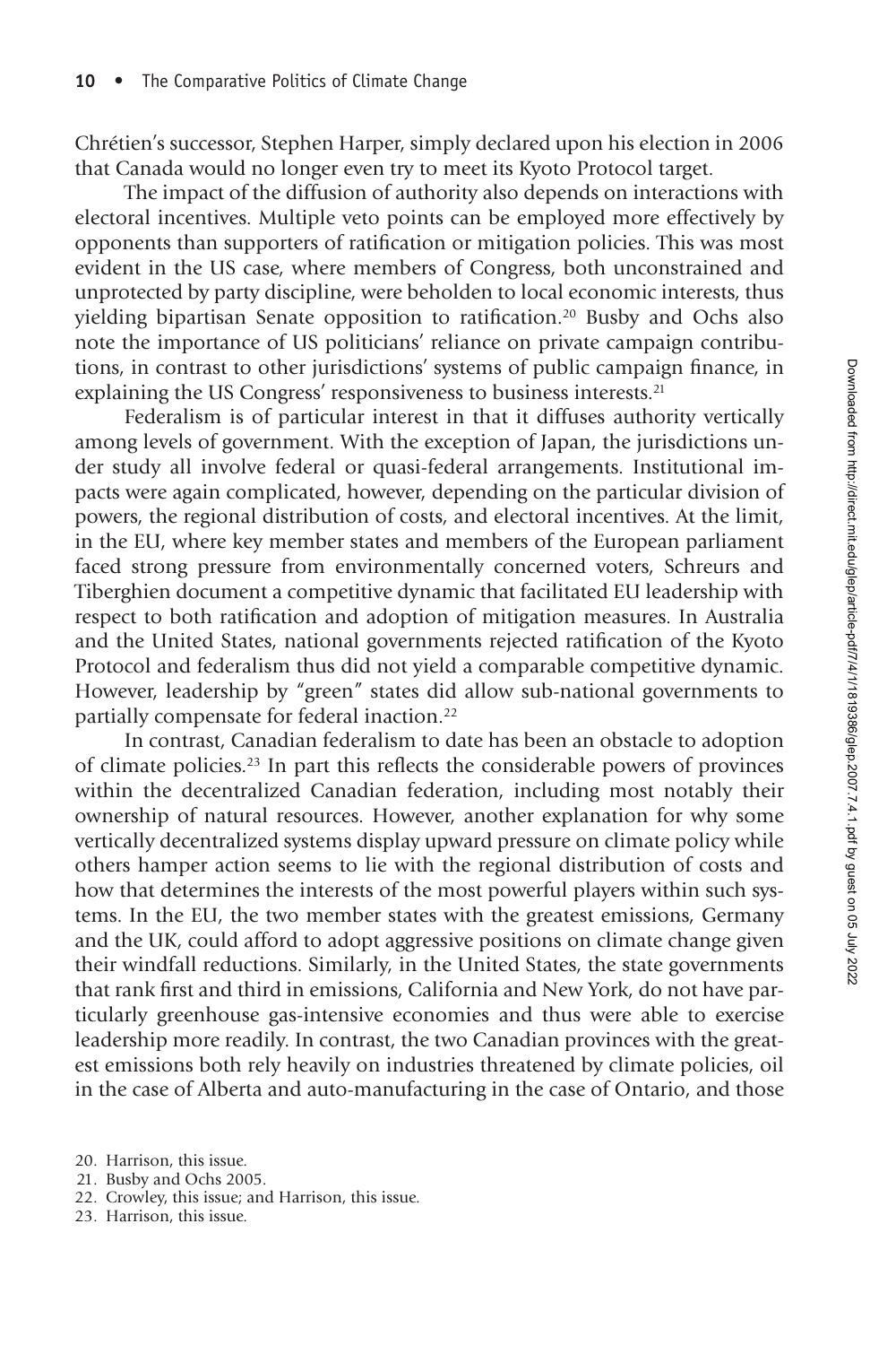Chrétien's successor, Stephen Harper, simply declared upon his election in 2006 that Canada would no longer even try to meet its Kyoto Protocol target.

The impact of the diffusion of authority also depends on interactions with electoral incentives. Multiple veto points can be employed more effectively by opponents than supporters of ratification or mitigation policies. This was most evident in the US case, where members of Congress, both unconstrained and unprotected by party discipline, were beholden to local economic interests, thus yielding bipartisan Senate opposition to ratification.[20] Busby and Ochs also note the importance of US politicians' reliance on private campaign contributions, in contrast to other jurisdictions' systems of public campaign finance, in explaining the US Congress' responsiveness to business interests.[21]

Federalism is of particular interest in that it diffuses authority vertically among levels of government. With the exception of Japan, the jurisdictions under study all involve federal or quasi-federal arrangements. Institutional impacts were again complicated, however, depending on the particular division of powers, the regional distribution of costs, and electoral incentives. At the limit, in the EU, where key member states and members of the European parliament faced strong pressure from environmentally concerned voters, Schreurs and Tiberghien document a competitive dynamic that facilitated EU leadership with respect to both ratification and adoption of mitigation measures. In Australia and the United States, national governments rejected ratification of the Kyoto Protocol and federalism thus did not yield a comparable competitive dynamic. However, leadership by "green" states did allow sub-national governments to partially compensate for federal inaction.[22]

In contrast, Canadian federalism to date has been an obstacle to adoption of climate policies.[23] In part this reflects the considerable powers of provinces within the decentralized Canadian federation, including most notably their ownership of natural resources. However, another explanation for why some vertically decentralized systems display upward pressure on climate policy while others hamper action seems to lie with the regional distribution of costs and how that determines the interests of the most powerful players within such systems. In the EU, the two member states with the greatest emissions, Germany and the UK, could afford to adopt aggressive positions on climate change given their windfall reductions. Similarly, in the United States, the state governments that rank first and third in emissions, California and New York, do not have particularly greenhouse gas-intensive economies and thus were able to exercise leadership more readily. In contrast, the two Canadian provinces with the greatest emissions both rely heavily on industries threatened by climate policies, oil in the case of Alberta and auto-manufacturing in the case of Ontario, and those

20. Harrison, this issue.
21. Busby and Ochs 2005.
22. Crowley, this issue; and Harrison, this issue.
23. Harrison, this issue.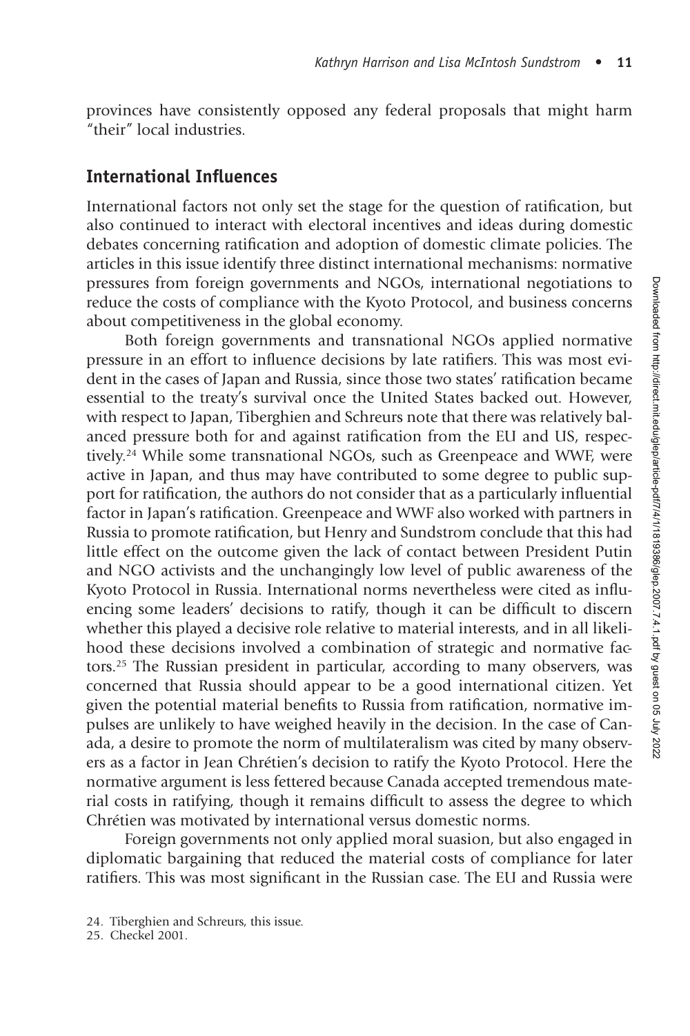provinces have consistently opposed any federal proposals that might harm "their" local industries.

## International Influences

International factors not only set the stage for the question of ratification, but also continued to interact with electoral incentives and ideas during domestic debates concerning ratification and adoption of domestic climate policies. The articles in this issue identify three distinct international mechanisms: normative pressures from foreign governments and NGOs, international negotiations to reduce the costs of compliance with the Kyoto Protocol, and business concerns about competitiveness in the global economy.

Both foreign governments and transnational NGOs applied normative pressure in an effort to influence decisions by late ratifiers. This was most evident in the cases of Japan and Russia, since those two states' ratification became essential to the treaty's survival once the United States backed out. However, with respect to Japan, Tiberghien and Schreurs note that there was relatively balanced pressure both for and against ratification from the EU and US, respectively.[24] While some transnational NGOs, such as Greenpeace and WWF, were active in Japan, and thus may have contributed to some degree to public support for ratification, the authors do not consider that as a particularly influential factor in Japan's ratification. Greenpeace and WWF also worked with partners in Russia to promote ratification, but Henry and Sundstrom conclude that this had little effect on the outcome given the lack of contact between President Putin and NGO activists and the unchangingly low level of public awareness of the Kyoto Protocol in Russia. International norms nevertheless were cited as influencing some leaders' decisions to ratify, though it can be difficult to discern whether this played a decisive role relative to material interests, and in all likelihood these decisions involved a combination of strategic and normative factors.[25] The Russian president in particular, according to many observers, was concerned that Russia should appear to be a good international citizen. Yet given the potential material benefits to Russia from ratification, normative impulses are unlikely to have weighed heavily in the decision. In the case of Canada, a desire to promote the norm of multilateralism was cited by many observers as a factor in Jean Chrétien's decision to ratify the Kyoto Protocol. Here the normative argument is less fettered because Canada accepted tremendous material costs in ratifying, though it remains difficult to assess the degree to which Chrétien was motivated by international versus domestic norms.

Foreign governments not only applied moral suasion, but also engaged in diplomatic bargaining that reduced the material costs of compliance for later ratifiers. This was most significant in the Russian case. The EU and Russia were

24. Tiberghien and Schreurs, this issue.
25. Checkel 2001.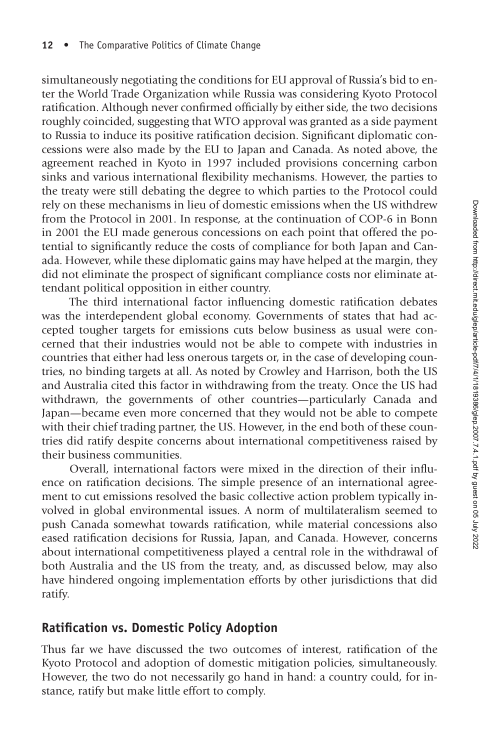simultaneously negotiating the conditions for EU approval of Russia's bid to enter the World Trade Organization while Russia was considering Kyoto Protocol ratification. Although never confirmed officially by either side, the two decisions roughly coincided, suggesting that WTO approval was granted as a side payment to Russia to induce its positive ratification decision. Significant diplomatic concessions were also made by the EU to Japan and Canada. As noted above, the agreement reached in Kyoto in 1997 included provisions concerning carbon sinks and various international flexibility mechanisms. However, the parties to the treaty were still debating the degree to which parties to the Protocol could rely on these mechanisms in lieu of domestic emissions when the US withdrew from the Protocol in 2001. In response, at the continuation of COP-6 in Bonn in 2001 the EU made generous concessions on each point that offered the potential to significantly reduce the costs of compliance for both Japan and Canada. However, while these diplomatic gains may have helped at the margin, they did not eliminate the prospect of significant compliance costs nor eliminate attendant political opposition in either country.

The third international factor influencing domestic ratification debates was the interdependent global economy. Governments of states that had accepted tougher targets for emissions cuts below business as usual were concerned that their industries would not be able to compete with industries in countries that either had less onerous targets or, in the case of developing countries, no binding targets at all. As noted by Crowley and Harrison, both the US and Australia cited this factor in withdrawing from the treaty. Once the US had withdrawn, the governments of other countries—particularly Canada and Japan—became even more concerned that they would not be able to compete with their chief trading partner, the US. However, in the end both of these countries did ratify despite concerns about international competitiveness raised by their business communities.

Overall, international factors were mixed in the direction of their influence on ratification decisions. The simple presence of an international agreement to cut emissions resolved the basic collective action problem typically involved in global environmental issues. A norm of multilateralism seemed to push Canada somewhat towards ratification, while material concessions also eased ratification decisions for Russia, Japan, and Canada. However, concerns about international competitiveness played a central role in the withdrawal of both Australia and the US from the treaty, and, as discussed below, may also have hindered ongoing implementation efforts by other jurisdictions that did ratify.

## Ratification vs. Domestic Policy Adoption

Thus far we have discussed the two outcomes of interest, ratification of the Kyoto Protocol and adoption of domestic mitigation policies, simultaneously. However, the two do not necessarily go hand in hand: a country could, for instance, ratify but make little effort to comply.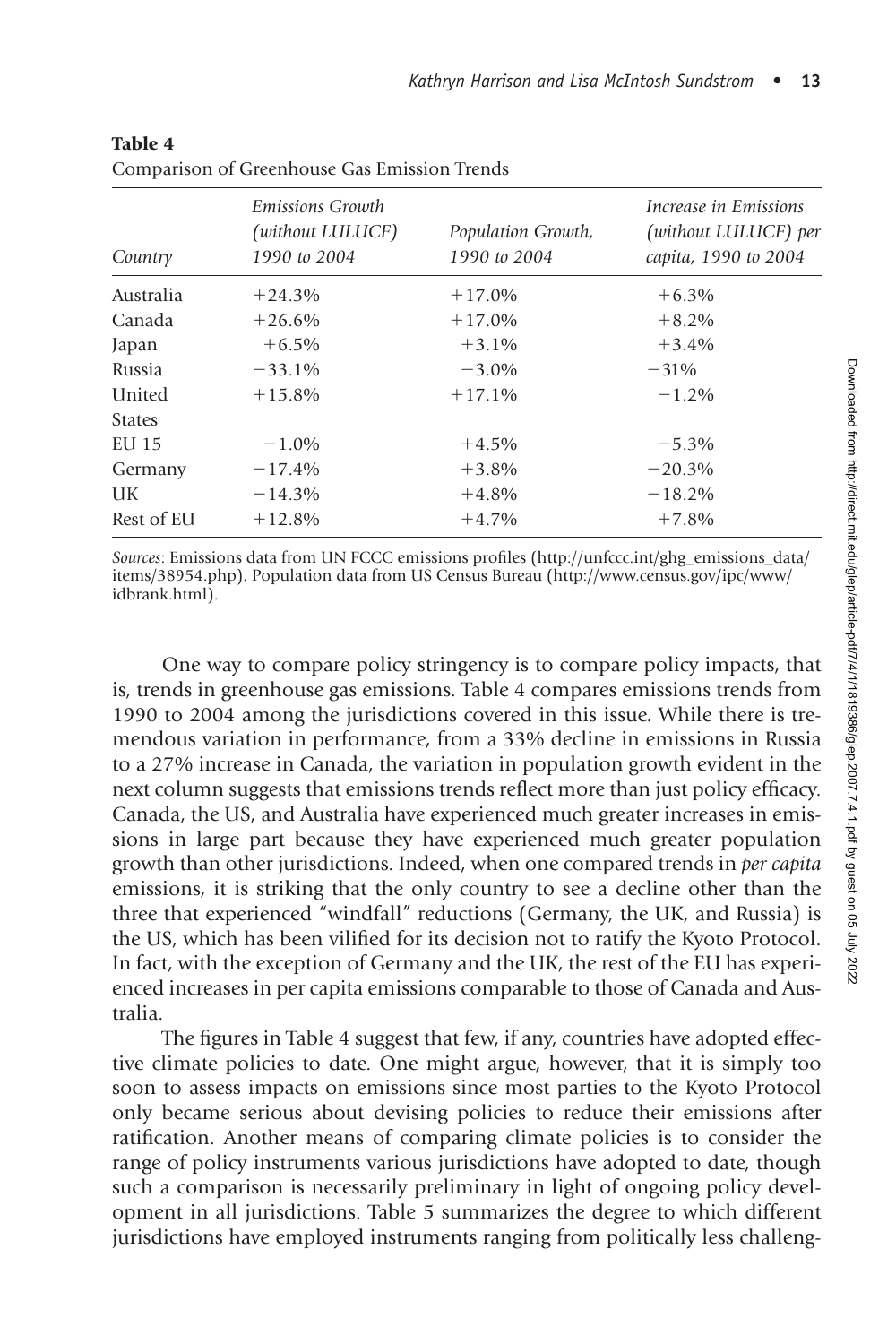**Table 4**

Comparison of Greenhouse Gas Emission Trends

| *Country* | *Emissions Growth (without LULUCF) 1990 to 2004* | *Population Growth, 1990 to 2004* | *Increase in Emissions (without LULUCF) per capita, 1990 to 2004* |
|---|---|---|---|
| Australia | +24.3% | +17.0% | +6.3% |
| Canada | +26.6% | +17.0% | +8.2% |
| Japan | +6.5% | +3.1% | +3.4% |
| Russia | −33.1% | −3.0% | −31% |
| United States | +15.8% | +17.1% | −1.2% |
| EU 15 | −1.0% | +4.5% | −5.3% |
| Germany | −17.4% | +3.8% | −20.3% |
| UK | −14.3% | +4.8% | −18.2% |
| Rest of EU | +12.8% | +4.7% | +7.8% |

*Sources*: Emissions data from UN FCCC emissions profiles (http://unfccc.int/ghg_emissions_data/items/38954.php). Population data from US Census Bureau (http://www.census.gov/ipc/www/idbrank.html).

One way to compare policy stringency is to compare policy impacts, that is, trends in greenhouse gas emissions. Table 4 compares emissions trends from 1990 to 2004 among the jurisdictions covered in this issue. While there is tremendous variation in performance, from a 33% decline in emissions in Russia to a 27% increase in Canada, the variation in population growth evident in the next column suggests that emissions trends reflect more than just policy efficacy. Canada, the US, and Australia have experienced much greater increases in emissions in large part because they have experienced much greater population growth than other jurisdictions. Indeed, when one compared trends in *per capita* emissions, it is striking that the only country to see a decline other than the three that experienced "windfall" reductions (Germany, the UK, and Russia) is the US, which has been vilified for its decision not to ratify the Kyoto Protocol. In fact, with the exception of Germany and the UK, the rest of the EU has experienced increases in per capita emissions comparable to those of Canada and Australia.

The figures in Table 4 suggest that few, if any, countries have adopted effective climate policies to date. One might argue, however, that it is simply too soon to assess impacts on emissions since most parties to the Kyoto Protocol only became serious about devising policies to reduce their emissions after ratification. Another means of comparing climate policies is to consider the range of policy instruments various jurisdictions have adopted to date, though such a comparison is necessarily preliminary in light of ongoing policy development in all jurisdictions. Table 5 summarizes the degree to which different jurisdictions have employed instruments ranging from politically less challeng-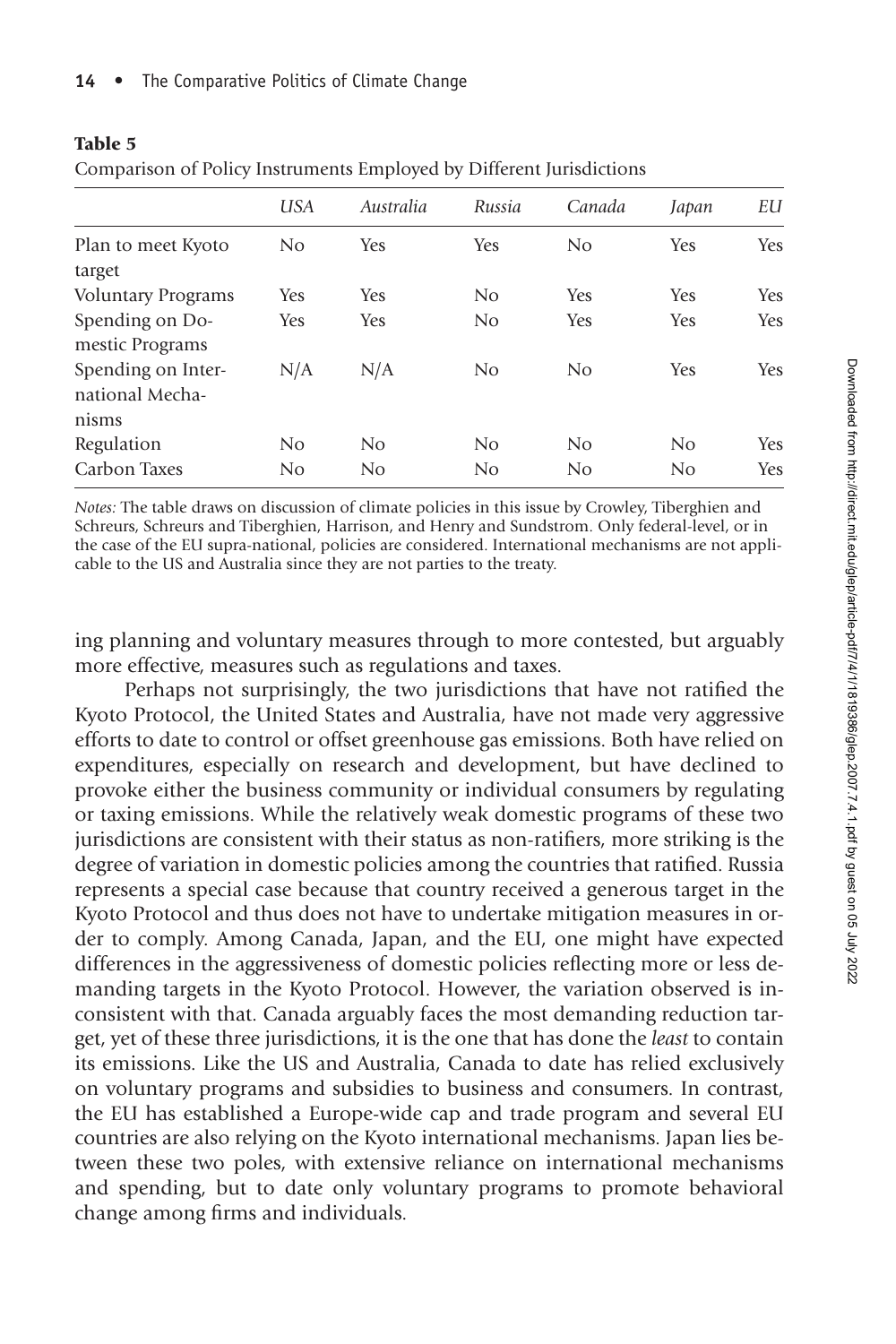**Table 5**

Comparison of Policy Instruments Employed by Different Jurisdictions

| | *USA* | *Australia* | *Russia* | *Canada* | *Japan* | *EU* |
|---|---|---|---|---|---|---|
| Plan to meet Kyoto target | No | Yes | Yes | No | Yes | Yes |
| Voluntary Programs | Yes | Yes | No | Yes | Yes | Yes |
| Spending on Domestic Programs | Yes | Yes | No | Yes | Yes | Yes |
| Spending on International Mechanisms | N/A | N/A | No | No | Yes | Yes |
| Regulation | No | No | No | No | No | Yes |
| Carbon Taxes | No | No | No | No | No | Yes |

*Notes:* The table draws on discussion of climate policies in this issue by Crowley, Tiberghien and Schreurs, Schreurs and Tiberghien, Harrison, and Henry and Sundstrom. Only federal-level, or in the case of the EU supra-national, policies are considered. International mechanisms are not applicable to the US and Australia since they are not parties to the treaty.

ing planning and voluntary measures through to more contested, but arguably more effective, measures such as regulations and taxes.

Perhaps not surprisingly, the two jurisdictions that have not ratified the Kyoto Protocol, the United States and Australia, have not made very aggressive efforts to date to control or offset greenhouse gas emissions. Both have relied on expenditures, especially on research and development, but have declined to provoke either the business community or individual consumers by regulating or taxing emissions. While the relatively weak domestic programs of these two jurisdictions are consistent with their status as non-ratifiers, more striking is the degree of variation in domestic policies among the countries that ratified. Russia represents a special case because that country received a generous target in the Kyoto Protocol and thus does not have to undertake mitigation measures in order to comply. Among Canada, Japan, and the EU, one might have expected differences in the aggressiveness of domestic policies reflecting more or less demanding targets in the Kyoto Protocol. However, the variation observed is inconsistent with that. Canada arguably faces the most demanding reduction target, yet of these three jurisdictions, it is the one that has done the *least* to contain its emissions. Like the US and Australia, Canada to date has relied exclusively on voluntary programs and subsidies to business and consumers. In contrast, the EU has established a Europe-wide cap and trade program and several EU countries are also relying on the Kyoto international mechanisms. Japan lies between these two poles, with extensive reliance on international mechanisms and spending, but to date only voluntary programs to promote behavioral change among firms and individuals.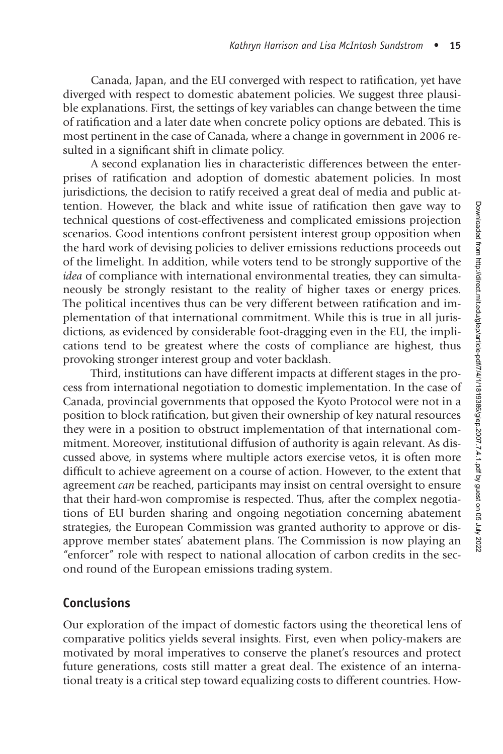Canada, Japan, and the EU converged with respect to ratification, yet have diverged with respect to domestic abatement policies. We suggest three plausible explanations. First, the settings of key variables can change between the time of ratification and a later date when concrete policy options are debated. This is most pertinent in the case of Canada, where a change in government in 2006 resulted in a significant shift in climate policy.

A second explanation lies in characteristic differences between the enterprises of ratification and adoption of domestic abatement policies. In most jurisdictions, the decision to ratify received a great deal of media and public attention. However, the black and white issue of ratification then gave way to technical questions of cost-effectiveness and complicated emissions projection scenarios. Good intentions confront persistent interest group opposition when the hard work of devising policies to deliver emissions reductions proceeds out of the limelight. In addition, while voters tend to be strongly supportive of the *idea* of compliance with international environmental treaties, they can simultaneously be strongly resistant to the reality of higher taxes or energy prices. The political incentives thus can be very different between ratification and implementation of that international commitment. While this is true in all jurisdictions, as evidenced by considerable foot-dragging even in the EU, the implications tend to be greatest where the costs of compliance are highest, thus provoking stronger interest group and voter backlash.

Third, institutions can have different impacts at different stages in the process from international negotiation to domestic implementation. In the case of Canada, provincial governments that opposed the Kyoto Protocol were not in a position to block ratification, but given their ownership of key natural resources they were in a position to obstruct implementation of that international commitment. Moreover, institutional diffusion of authority is again relevant. As discussed above, in systems where multiple actors exercise vetos, it is often more difficult to achieve agreement on a course of action. However, to the extent that agreement *can* be reached, participants may insist on central oversight to ensure that their hard-won compromise is respected. Thus, after the complex negotiations of EU burden sharing and ongoing negotiation concerning abatement strategies, the European Commission was granted authority to approve or disapprove member states' abatement plans. The Commission is now playing an "enforcer" role with respect to national allocation of carbon credits in the second round of the European emissions trading system.

## Conclusions

Our exploration of the impact of domestic factors using the theoretical lens of comparative politics yields several insights. First, even when policy-makers are motivated by moral imperatives to conserve the planet's resources and protect future generations, costs still matter a great deal. The existence of an international treaty is a critical step toward equalizing costs to different countries. How-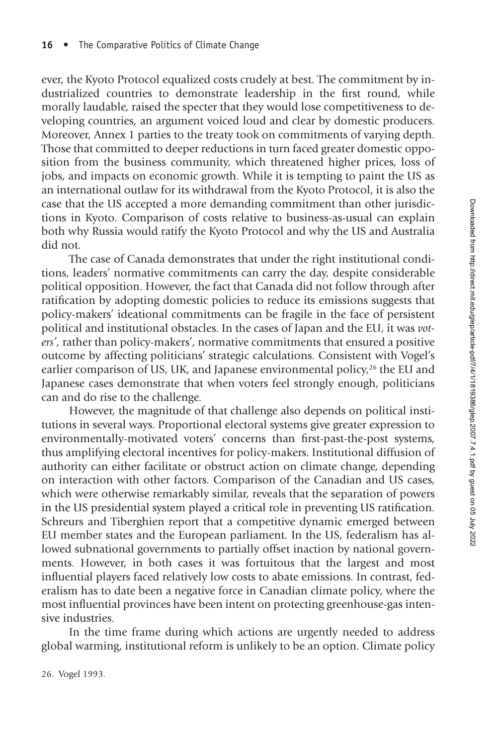ever, the Kyoto Protocol equalized costs crudely at best. The commitment by industrialized countries to demonstrate leadership in the first round, while morally laudable, raised the specter that they would lose competitiveness to developing countries, an argument voiced loud and clear by domestic producers. Moreover, Annex 1 parties to the treaty took on commitments of varying depth. Those that committed to deeper reductions in turn faced greater domestic opposition from the business community, which threatened higher prices, loss of jobs, and impacts on economic growth. While it is tempting to paint the US as an international outlaw for its withdrawal from the Kyoto Protocol, it is also the case that the US accepted a more demanding commitment than other jurisdictions in Kyoto. Comparison of costs relative to business-as-usual can explain both why Russia would ratify the Kyoto Protocol and why the US and Australia did not.

The case of Canada demonstrates that under the right institutional conditions, leaders' normative commitments can carry the day, despite considerable political opposition. However, the fact that Canada did not follow through after ratification by adopting domestic policies to reduce its emissions suggests that policy-makers' ideational commitments can be fragile in the face of persistent political and institutional obstacles. In the cases of Japan and the EU, it was *voters'*, rather than policy-makers', normative commitments that ensured a positive outcome by affecting politicians' strategic calculations. Consistent with Vogel's earlier comparison of US, UK, and Japanese environmental policy,[26] the EU and Japanese cases demonstrate that when voters feel strongly enough, politicians can and do rise to the challenge.

However, the magnitude of that challenge also depends on political institutions in several ways. Proportional electoral systems give greater expression to environmentally-motivated voters' concerns than first-past-the-post systems, thus amplifying electoral incentives for policy-makers. Institutional diffusion of authority can either facilitate or obstruct action on climate change, depending on interaction with other factors. Comparison of the Canadian and US cases, which were otherwise remarkably similar, reveals that the separation of powers in the US presidential system played a critical role in preventing US ratification. Schreurs and Tiberghien report that a competitive dynamic emerged between EU member states and the European parliament. In the US, federalism has allowed subnational governments to partially offset inaction by national governments. However, in both cases it was fortuitous that the largest and most influential players faced relatively low costs to abate emissions. In contrast, federalism has to date been a negative force in Canadian climate policy, where the most influential provinces have been intent on protecting greenhouse-gas intensive industries.

In the time frame during which actions are urgently needed to address global warming, institutional reform is unlikely to be an option. Climate policy

26. Vogel 1993.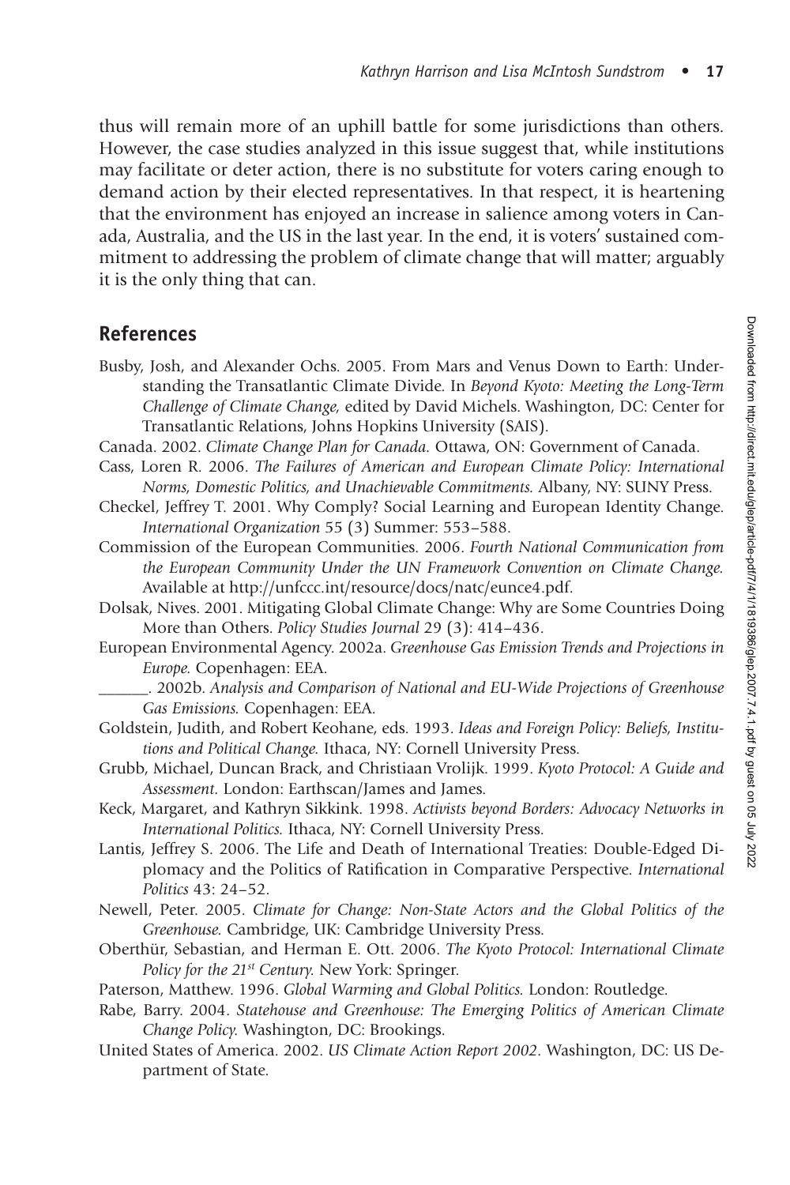thus will remain more of an uphill battle for some jurisdictions than others. However, the case studies analyzed in this issue suggest that, while institutions may facilitate or deter action, there is no substitute for voters caring enough to demand action by their elected representatives. In that respect, it is heartening that the environment has enjoyed an increase in salience among voters in Canada, Australia, and the US in the last year. In the end, it is voters' sustained commitment to addressing the problem of climate change that will matter; arguably it is the only thing that can.

## References

Busby, Josh, and Alexander Ochs. 2005. From Mars and Venus Down to Earth: Understanding the Transatlantic Climate Divide. In *Beyond Kyoto: Meeting the Long-Term Challenge of Climate Change,* edited by David Michels. Washington, DC: Center for Transatlantic Relations, Johns Hopkins University (SAIS).

Canada. 2002. *Climate Change Plan for Canada.* Ottawa, ON: Government of Canada.

Cass, Loren R. 2006. *The Failures of American and European Climate Policy: International Norms, Domestic Politics, and Unachievable Commitments.* Albany, NY: SUNY Press.

Checkel, Jeffrey T. 2001. Why Comply? Social Learning and European Identity Change. *International Organization* 55 (3) Summer: 553–588.

Commission of the European Communities. 2006. *Fourth National Communication from the European Community Under the UN Framework Convention on Climate Change.* Available at http://unfccc.int/resource/docs/natc/eunce4.pdf.

Dolsak, Nives. 2001. Mitigating Global Climate Change: Why are Some Countries Doing More than Others. *Policy Studies Journal* 29 (3): 414–436.

European Environmental Agency. 2002a. *Greenhouse Gas Emission Trends and Projections in Europe.* Copenhagen: EEA.

______. 2002b. *Analysis and Comparison of National and EU-Wide Projections of Greenhouse Gas Emissions.* Copenhagen: EEA.

Goldstein, Judith, and Robert Keohane, eds. 1993. *Ideas and Foreign Policy: Beliefs, Institutions and Political Change.* Ithaca, NY: Cornell University Press.

Grubb, Michael, Duncan Brack, and Christiaan Vrolijk. 1999. *Kyoto Protocol: A Guide and Assessment.* London: Earthscan/James and James.

Keck, Margaret, and Kathryn Sikkink. 1998. *Activists beyond Borders: Advocacy Networks in International Politics.* Ithaca, NY: Cornell University Press.

Lantis, Jeffrey S. 2006. The Life and Death of International Treaties: Double-Edged Diplomacy and the Politics of Ratification in Comparative Perspective. *International Politics* 43: 24–52.

Newell, Peter. 2005. *Climate for Change: Non-State Actors and the Global Politics of the Greenhouse.* Cambridge, UK: Cambridge University Press.

Oberthür, Sebastian, and Herman E. Ott. 2006. *The Kyoto Protocol: International Climate Policy for the 21st Century.* New York: Springer.

Paterson, Matthew. 1996. *Global Warming and Global Politics.* London: Routledge.

Rabe, Barry. 2004. *Statehouse and Greenhouse: The Emerging Politics of American Climate Change Policy.* Washington, DC: Brookings.

United States of America. 2002. *US Climate Action Report 2002.* Washington, DC: US Department of State.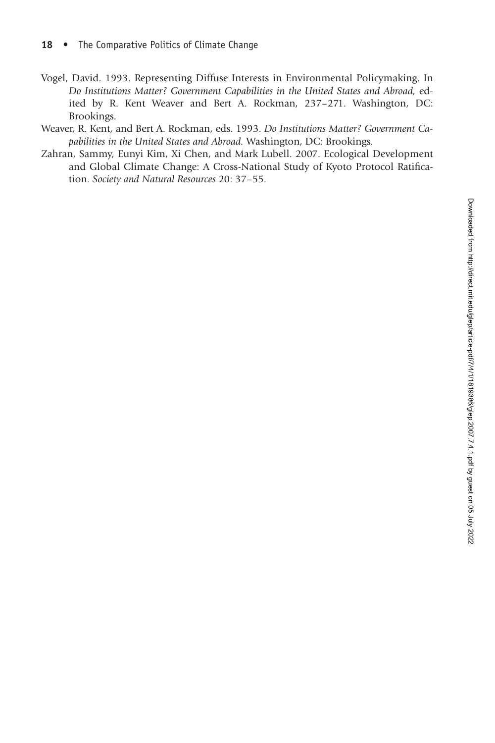Vogel, David. 1993. Representing Diffuse Interests in Environmental Policymaking. In *Do Institutions Matter? Government Capabilities in the United States and Abroad,* edited by R. Kent Weaver and Bert A. Rockman, 237–271. Washington, DC: Brookings.

Weaver, R. Kent, and Bert A. Rockman, eds. 1993. *Do Institutions Matter? Government Capabilities in the United States and Abroad.* Washington, DC: Brookings.

Zahran, Sammy, Eunyi Kim, Xi Chen, and Mark Lubell. 2007. Ecological Development and Global Climate Change: A Cross-National Study of Kyoto Protocol Ratification. *Society and Natural Resources* 20: 37–55.